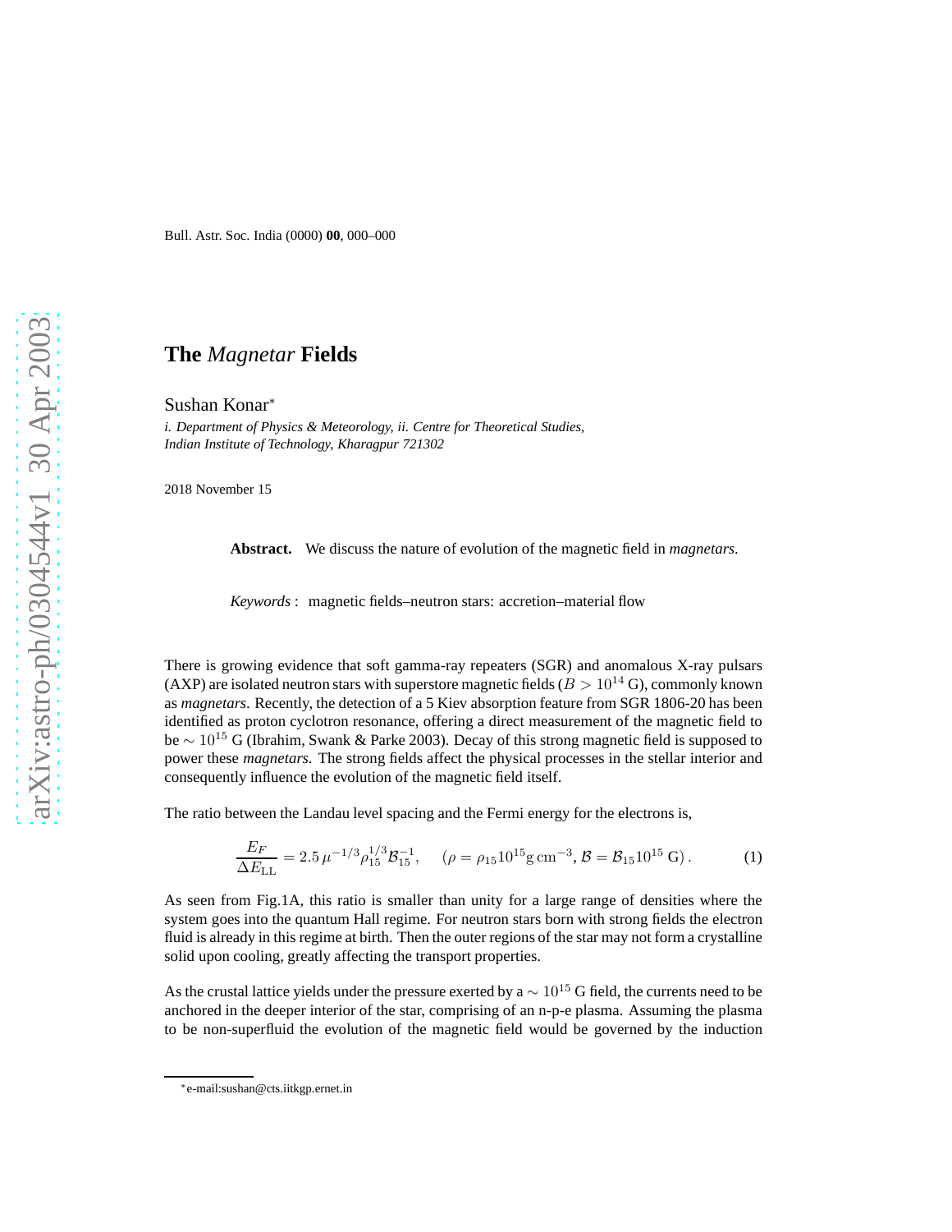# The *Magnetar* Fields

Sushan Konar[*]

*i. Department of Physics & Meteorology, ii. Centre for Theoretical Studies, Indian Institute of Technology, Kharagpur 721302*

2018 November 15

**Abstract.** We discuss the nature of evolution of the magnetic field in *magnetars*.

*Keywords* : magnetic fields–neutron stars: accretion–material flow

There is growing evidence that soft gamma-ray repeaters (SGR) and anomalous X-ray pulsars (AXP) are isolated neutron stars with superstore magnetic fields ($B > 10^{14}$ G), commonly known as *magnetars*. Recently, the detection of a 5 Kiev absorption feature from SGR 1806-20 has been identified as proton cyclotron resonance, offering a direct measurement of the magnetic field to be $\sim 10^{15}$ G (Ibrahim, Swank & Parke 2003). Decay of this strong magnetic field is supposed to power these *magnetars*. The strong fields affect the physical processes in the stellar interior and consequently influence the evolution of the magnetic field itself.

The ratio between the Landau level spacing and the Fermi energy for the electrons is,

$$\frac{E_F}{\Delta E_{\rm LL}} = 2.5\,\mu^{-1/3}\rho_{15}^{1/3}\mathcal{B}_{15}^{-1}, \quad (\rho = \rho_{15}10^{15}{\rm g\,cm^{-3}}, \mathcal{B} = \mathcal{B}_{15}10^{15}\ {\rm G})\,. \tag{1}$$

As seen from Fig.1A, this ratio is smaller than unity for a large range of densities where the system goes into the quantum Hall regime. For neutron stars born with strong fields the electron fluid is already in this regime at birth. Then the outer regions of the star may not form a crystalline solid upon cooling, greatly affecting the transport properties.

As the crustal lattice yields under the pressure exerted by a $\sim 10^{15}$ G field, the currents need to be anchored in the deeper interior of the star, comprising of an n-p-e plasma. Assuming the plasma to be non-superfluid the evolution of the magnetic field would be governed by the induction

[*] e-mail:sushan@cts.iitkgp.ernet.in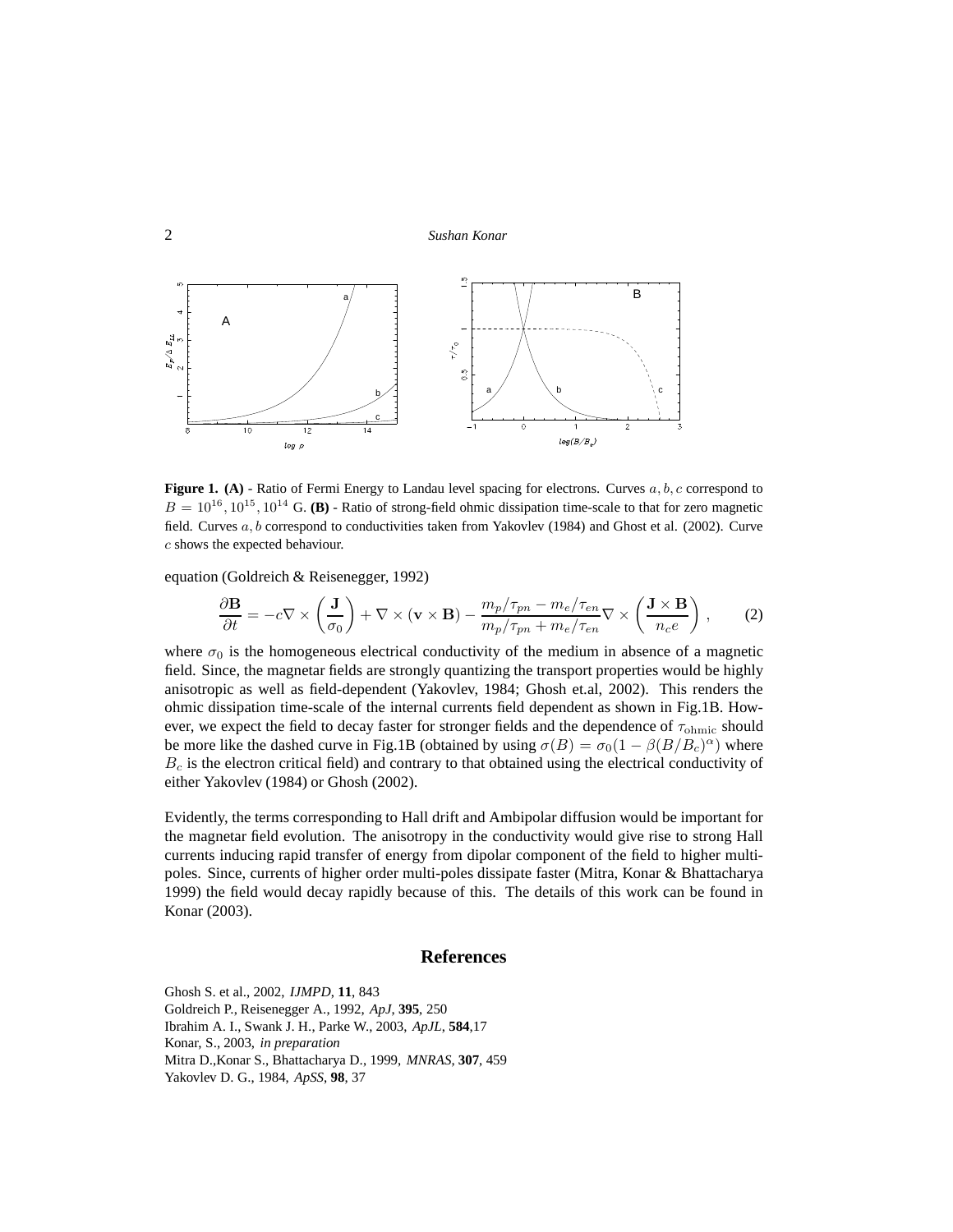A

a

b

c

8 10 12 14

log ρ

$E_F/\Delta E_{LL}$

B

a b c

−1 0 1 2 3

$\log(B/B_c)$

$\tau/\tau_0$

**Figure 1.** **(A)** - Ratio of Fermi Energy to Landau level spacing for electrons. Curves $a, b, c$ correspond to $B = 10^{16}, 10^{15}, 10^{14}$ G. **(B)** - Ratio of strong-field ohmic dissipation time-scale to that for zero magnetic field. Curves $a, b$ correspond to conductivities taken from Yakovlev (1984) and Ghost et al. (2002). Curve $c$ shows the expected behaviour.

equation (Goldreich & Reisenegger, 1992)

$$\frac{\partial \mathbf{B}}{\partial t} = -c\nabla \times \left(\frac{\mathbf{J}}{\sigma_0}\right) + \nabla \times (\mathbf{v} \times \mathbf{B}) - \frac{m_p/\tau_{pn} - m_e/\tau_{en}}{m_p/\tau_{pn} + m_e/\tau_{en}} \nabla \times \left(\frac{\mathbf{J} \times \mathbf{B}}{n_c e}\right), \tag{2}$$

where $\sigma_0$ is the homogeneous electrical conductivity of the medium in absence of a magnetic field. Since, the magnetar fields are strongly quantizing the transport properties would be highly anisotropic as well as field-dependent (Yakovlev, 1984; Ghosh et.al, 2002). This renders the ohmic dissipation time-scale of the internal currents field dependent as shown in Fig.1B. However, we expect the field to decay faster for stronger fields and the dependence of $\tau_{\rm ohmic}$ should be more like the dashed curve in Fig.1B (obtained by using $\sigma(B) = \sigma_0(1 - \beta(B/B_c)^\alpha)$ where $B_c$ is the electron critical field) and contrary to that obtained using the electrical conductivity of either Yakovlev (1984) or Ghosh (2002).

Evidently, the terms corresponding to Hall drift and Ambipolar diffusion would be important for the magnetar field evolution. The anisotropy in the conductivity would give rise to strong Hall currents inducing rapid transfer of energy from dipolar component of the field to higher multipoles. Since, currents of higher order multi-poles dissipate faster (Mitra, Konar & Bhattacharya 1999) the field would decay rapidly because of this. The details of this work can be found in Konar (2003).

## References

Ghosh S. et al., 2002, *IJMPD*, **11**, 843
Goldreich P., Reisenegger A., 1992, *ApJ*, **395**, 250
Ibrahim A. I., Swank J. H., Parke W., 2003, *ApJL*, **584**,17
Konar, S., 2003, *in preparation*
Mitra D.,Konar S., Bhattacharya D., 1999, *MNRAS*, **307**, 459
Yakovlev D. G., 1984, *ApSS*, **98**, 37